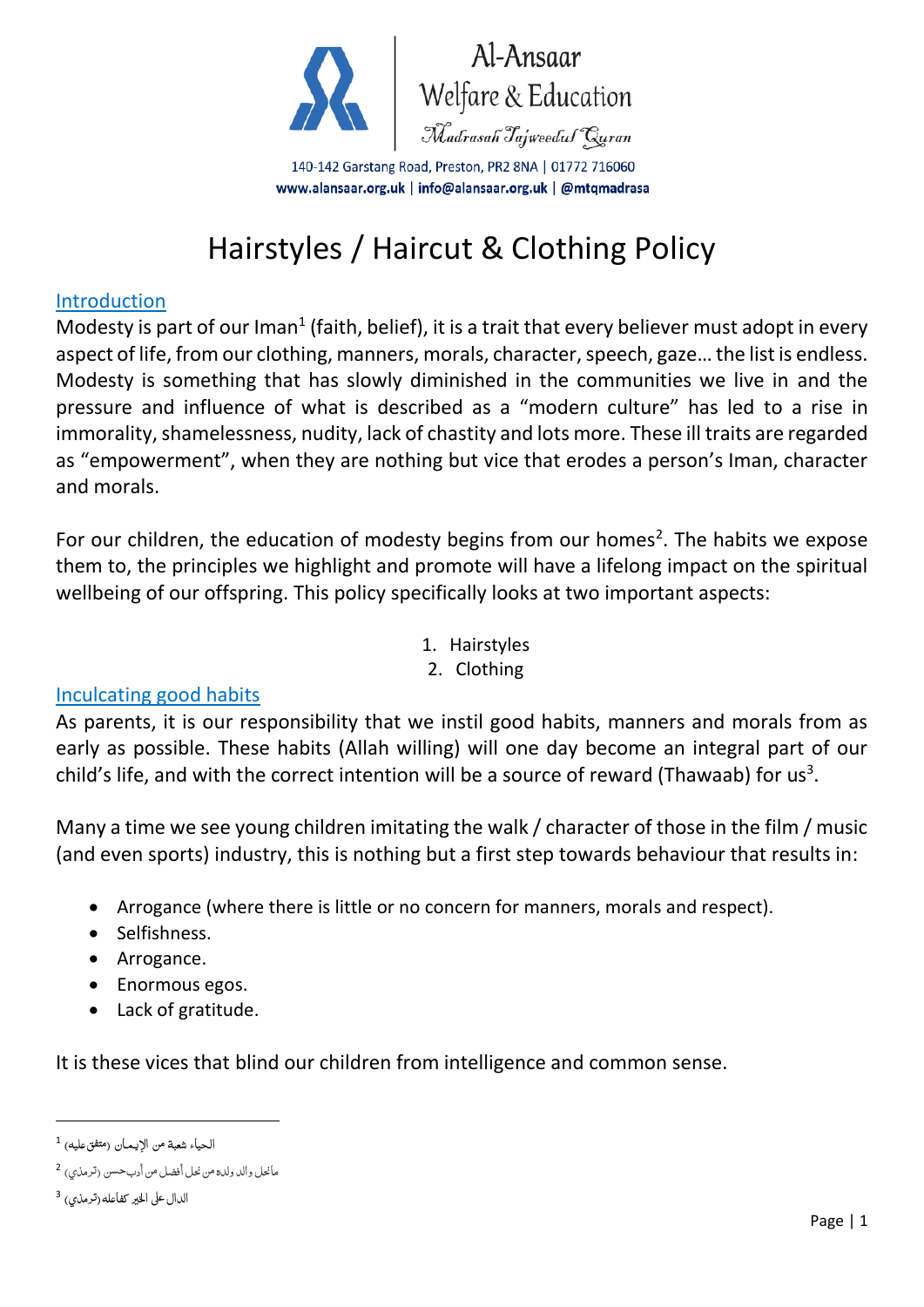Al-Ansaar Welfare & Education
Madrasah Tajweedul Quran

140-142 Garstang Road, Preston, PR2 8NA | 01772 716060
www.alansaar.org.uk | info@alansaar.org.uk | @mtqmadrasa

# Hairstyles / Haircut & Clothing Policy

## Introduction

Modesty is part of our Iman[1] (faith, belief), it is a trait that every believer must adopt in every aspect of life, from our clothing, manners, morals, character, speech, gaze… the list is endless. Modesty is something that has slowly diminished in the communities we live in and the pressure and influence of what is described as a "modern culture" has led to a rise in immorality, shamelessness, nudity, lack of chastity and lots more. These ill traits are regarded as "empowerment", when they are nothing but vice that erodes a person's Iman, character and morals.

For our children, the education of modesty begins from our homes[2]. The habits we expose them to, the principles we highlight and promote will have a lifelong impact on the spiritual wellbeing of our offspring. This policy specifically looks at two important aspects:

1. Hairstyles
2. Clothing

## Inculcating good habits

As parents, it is our responsibility that we instil good habits, manners and morals from as early as possible. These habits (Allah willing) will one day become an integral part of our child's life, and with the correct intention will be a source of reward (Thawaab) for us[3].

Many a time we see young children imitating the walk / character of those in the film / music (and even sports) industry, this is nothing but a first step towards behaviour that results in:

- Arrogance (where there is little or no concern for manners, morals and respect).
- Selfishness.
- Arrogance.
- Enormous egos.
- Lack of gratitude.

It is these vices that blind our children from intelligence and common sense.

---

[1] الحياء شعبة من الإيمان (متفق عليه)

[2] مانحل والد ولده من نحل أفضل من أدب حسن (ترمذي)

[3] الدال على الخير كفاعله (ترمذي)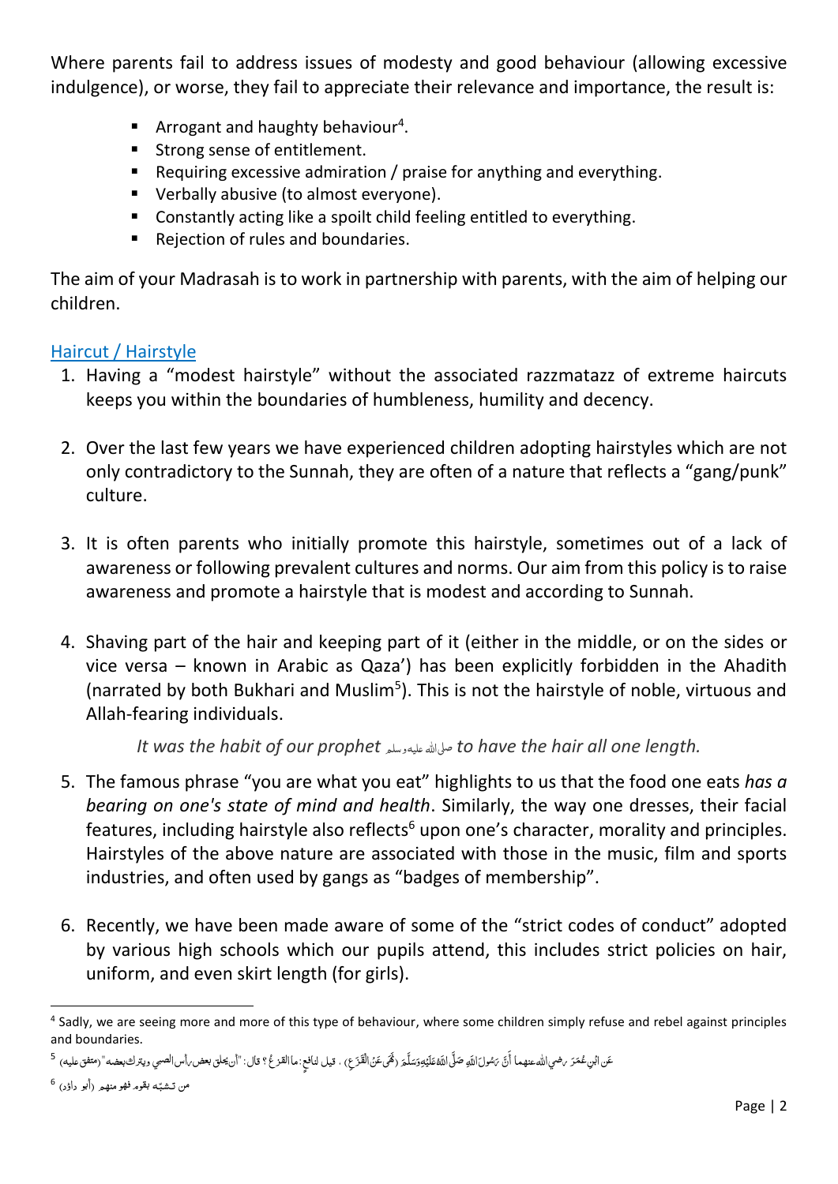Where parents fail to address issues of modesty and good behaviour (allowing excessive indulgence), or worse, they fail to appreciate their relevance and importance, the result is:

- Arrogant and haughty behaviour[4].
- Strong sense of entitlement.
- Requiring excessive admiration / praise for anything and everything.
- Verbally abusive (to almost everyone).
- Constantly acting like a spoilt child feeling entitled to everything.
- Rejection of rules and boundaries.

The aim of your Madrasah is to work in partnership with parents, with the aim of helping our children.

## Haircut / Hairstyle

1. Having a "modest hairstyle" without the associated razzmatazz of extreme haircuts keeps you within the boundaries of humbleness, humility and decency.

2. Over the last few years we have experienced children adopting hairstyles which are not only contradictory to the Sunnah, they are often of a nature that reflects a "gang/punk" culture.

3. It is often parents who initially promote this hairstyle, sometimes out of a lack of awareness or following prevalent cultures and norms. Our aim from this policy is to raise awareness and promote a hairstyle that is modest and according to Sunnah.

4. Shaving part of the hair and keeping part of it (either in the middle, or on the sides or vice versa – known in Arabic as Qaza') has been explicitly forbidden in the Ahadith (narrated by both Bukhari and Muslim[5]). This is not the hairstyle of noble, virtuous and Allah-fearing individuals.

   *It was the habit of our prophet صلى الله عليه وسلم to have the hair all one length.*

5. The famous phrase "you are what you eat" highlights to us that the food one eats *has a bearing on one's state of mind and health*. Similarly, the way one dresses, their facial features, including hairstyle also reflects[6] upon one's character, morality and principles. Hairstyles of the above nature are associated with those in the music, film and sports industries, and often used by gangs as "badges of membership".

6. Recently, we have been made aware of some of the "strict codes of conduct" adopted by various high schools which our pupils attend, this includes strict policies on hair, uniform, and even skirt length (for girls).

---

[4] Sadly, we are seeing more and more of this type of behaviour, where some children simply refuse and rebel against principles and boundaries.

[5] عَنِ ابْنِ عُمَرَ رضي الله عنهما أَنَّ رَسُولَ اللَّهِ صَلَّى اللَّهُ عَلَيْهِ وَسَلَّمَ (نَهَى عَنِ الْقَزَعِ) . قيل لنافع: ما القزعُ ؟ قال: "أن يحلق بعض رأس الصبي ويترك بعضه" (متفق عليه)

[6] من تشبّه بقوم فهو منهم (أبو داؤد)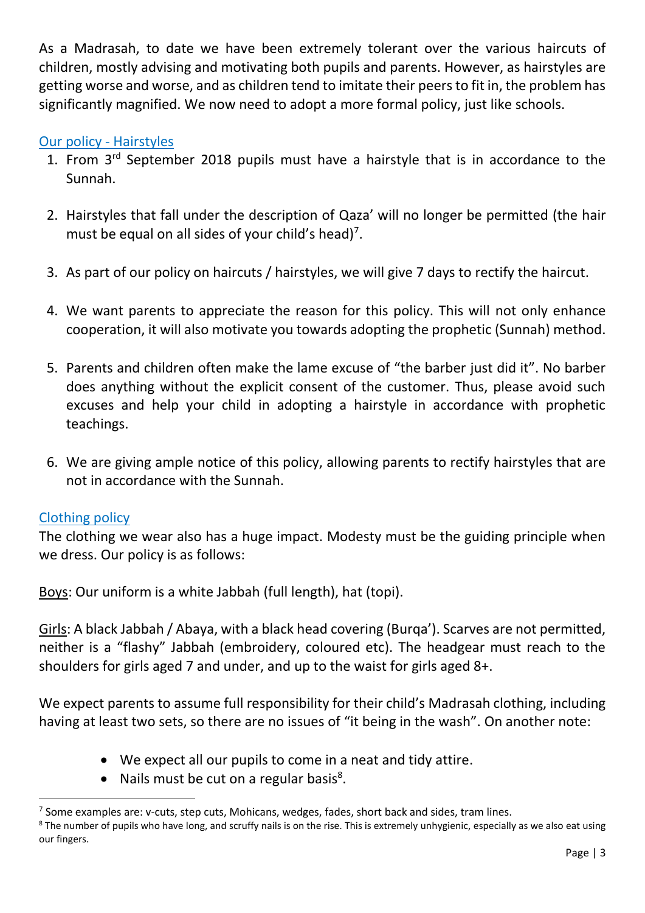As a Madrasah, to date we have been extremely tolerant over the various haircuts of children, mostly advising and motivating both pupils and parents. However, as hairstyles are getting worse and worse, and as children tend to imitate their peers to fit in, the problem has significantly magnified. We now need to adopt a more formal policy, just like schools.

## Our policy - Hairstyles

1. From 3rd September 2018 pupils must have a hairstyle that is in accordance to the Sunnah.

2. Hairstyles that fall under the description of Qaza' will no longer be permitted (the hair must be equal on all sides of your child's head)[7].

3. As part of our policy on haircuts / hairstyles, we will give 7 days to rectify the haircut.

4. We want parents to appreciate the reason for this policy. This will not only enhance cooperation, it will also motivate you towards adopting the prophetic (Sunnah) method.

5. Parents and children often make the lame excuse of "the barber just did it". No barber does anything without the explicit consent of the customer. Thus, please avoid such excuses and help your child in adopting a hairstyle in accordance with prophetic teachings.

6. We are giving ample notice of this policy, allowing parents to rectify hairstyles that are not in accordance with the Sunnah.

## Clothing policy

The clothing we wear also has a huge impact. Modesty must be the guiding principle when we dress. Our policy is as follows:

Boys: Our uniform is a white Jabbah (full length), hat (topi).

Girls: A black Jabbah / Abaya, with a black head covering (Burqa'). Scarves are not permitted, neither is a "flashy" Jabbah (embroidery, coloured etc). The headgear must reach to the shoulders for girls aged 7 and under, and up to the waist for girls aged 8+.

We expect parents to assume full responsibility for their child's Madrasah clothing, including having at least two sets, so there are no issues of "it being in the wash". On another note:

- We expect all our pupils to come in a neat and tidy attire.
- Nails must be cut on a regular basis[8].

---

[7] Some examples are: v-cuts, step cuts, Mohicans, wedges, fades, short back and sides, tram lines.

[8] The number of pupils who have long, and scruffy nails is on the rise. This is extremely unhygienic, especially as we also eat using our fingers.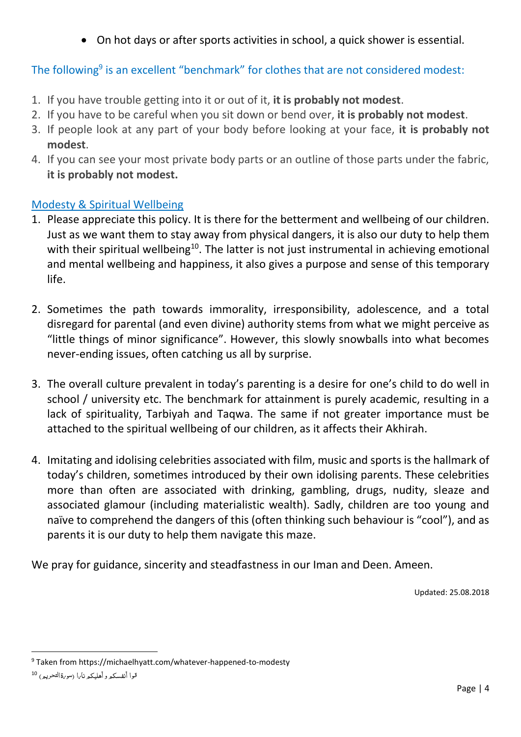- On hot days or after sports activities in school, a quick shower is essential.

The following[9] is an excellent "benchmark" for clothes that are not considered modest:

1. If you have trouble getting into it or out of it, **it is probably not modest**.
2. If you have to be careful when you sit down or bend over, **it is probably not modest**.
3. If people look at any part of your body before looking at your face, **it is probably not modest**.
4. If you can see your most private body parts or an outline of those parts under the fabric, **it is probably not modest.**

## Modesty & Spiritual Wellbeing

1. Please appreciate this policy. It is there for the betterment and wellbeing of our children. Just as we want them to stay away from physical dangers, it is also our duty to help them with their spiritual wellbeing[10]. The latter is not just instrumental in achieving emotional and mental wellbeing and happiness, it also gives a purpose and sense of this temporary life.

2. Sometimes the path towards immorality, irresponsibility, adolescence, and a total disregard for parental (and even divine) authority stems from what we might perceive as "little things of minor significance". However, this slowly snowballs into what becomes never-ending issues, often catching us all by surprise.

3. The overall culture prevalent in today's parenting is a desire for one's child to do well in school / university etc. The benchmark for attainment is purely academic, resulting in a lack of spirituality, Tarbiyah and Taqwa. The same if not greater importance must be attached to the spiritual wellbeing of our children, as it affects their Akhirah.

4. Imitating and idolising celebrities associated with film, music and sports is the hallmark of today's children, sometimes introduced by their own idolising parents. These celebrities more than often are associated with drinking, gambling, drugs, nudity, sleaze and associated glamour (including materialistic wealth). Sadly, children are too young and naïve to comprehend the dangers of this (often thinking such behaviour is "cool"), and as parents it is our duty to help them navigate this maze.

We pray for guidance, sincerity and steadfastness in our Iman and Deen. Ameen.

Updated: 25.08.2018

---

[9] Taken from https://michaelhyatt.com/whatever-happened-to-modesty

[10] قوا أنفسكم و أهليكم نارا (سورة التحريم)